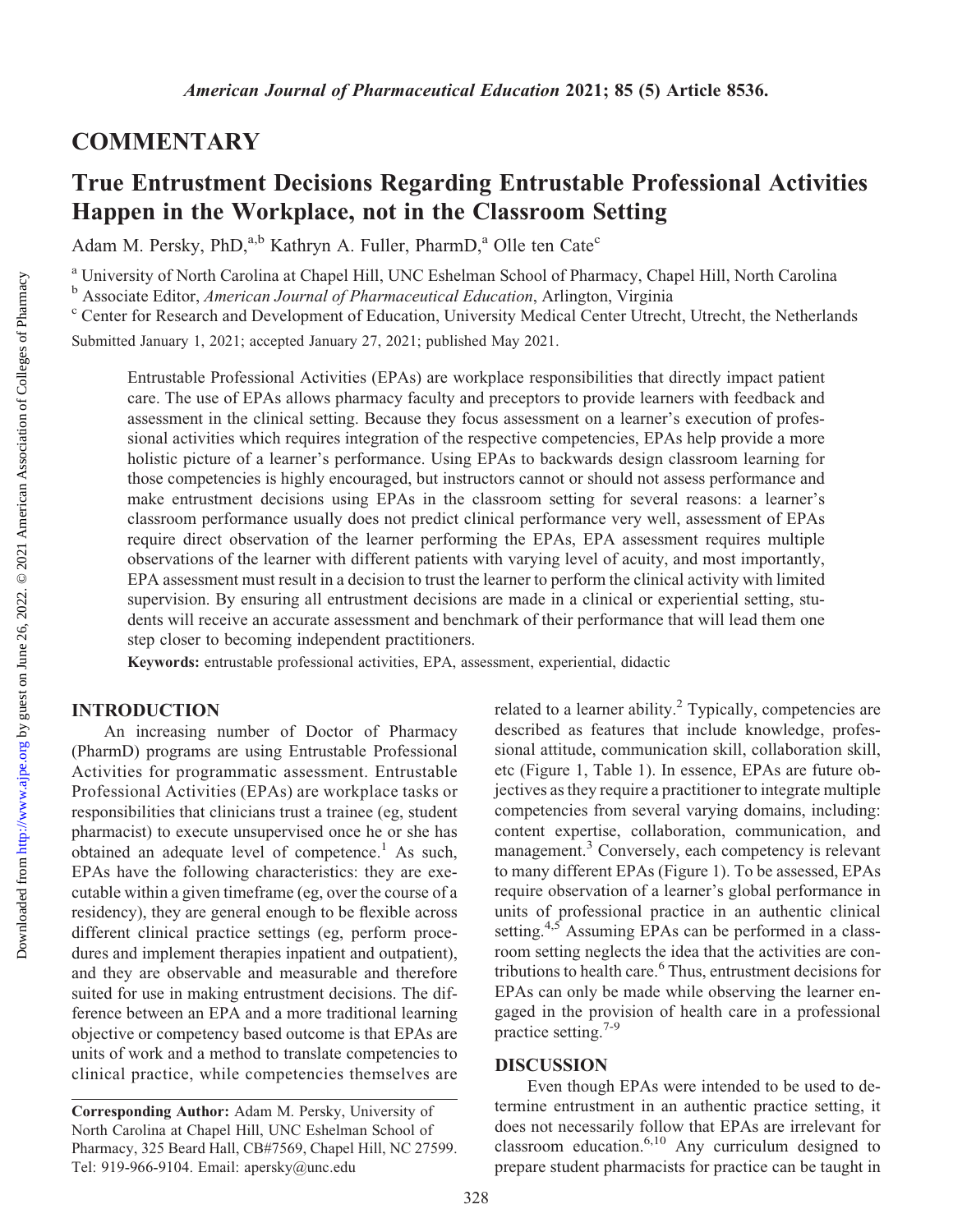## COMMENTARY

# True Entrustment Decisions Regarding Entrustable Professional Activities Happen in the Workplace, not in the Classroom Setting

Adam M. Persky, PhD,[a,b] Kathryn A. Fuller, PharmD,[a] Olle ten Cate[c]

[a] University of North Carolina at Chapel Hill, UNC Eshelman School of Pharmacy, Chapel Hill, North Carolina

[b] Associate Editor, *American Journal of Pharmaceutical Education*, Arlington, Virginia

[c] Center for Research and Development of Education, University Medical Center Utrecht, Utrecht, the Netherlands

Submitted January 1, 2021; accepted January 27, 2021; published May 2021.

Entrustable Professional Activities (EPAs) are workplace responsibilities that directly impact patient care. The use of EPAs allows pharmacy faculty and preceptors to provide learners with feedback and assessment in the clinical setting. Because they focus assessment on a learner's execution of professional activities which requires integration of the respective competencies, EPAs help provide a more holistic picture of a learner's performance. Using EPAs to backwards design classroom learning for those competencies is highly encouraged, but instructors cannot or should not assess performance and make entrustment decisions using EPAs in the classroom setting for several reasons: a learner's classroom performance usually does not predict clinical performance very well, assessment of EPAs require direct observation of the learner performing the EPAs, EPA assessment requires multiple observations of the learner with different patients with varying level of acuity, and most importantly, EPA assessment must result in a decision to trust the learner to perform the clinical activity with limited supervision. By ensuring all entrustment decisions are made in a clinical or experiential setting, students will receive an accurate assessment and benchmark of their performance that will lead them one step closer to becoming independent practitioners.

**Keywords:** entrustable professional activities, EPA, assessment, experiential, didactic

## INTRODUCTION

An increasing number of Doctor of Pharmacy (PharmD) programs are using Entrustable Professional Activities for programmatic assessment. Entrustable Professional Activities (EPAs) are workplace tasks or responsibilities that clinicians trust a trainee (eg, student pharmacist) to execute unsupervised once he or she has obtained an adequate level of competence.[1] As such, EPAs have the following characteristics: they are executable within a given timeframe (eg, over the course of a residency), they are general enough to be flexible across different clinical practice settings (eg, perform procedures and implement therapies inpatient and outpatient), and they are observable and measurable and therefore suited for use in making entrustment decisions. The difference between an EPA and a more traditional learning objective or competency based outcome is that EPAs are units of work and a method to translate competencies to clinical practice, while competencies themselves are related to a learner ability.[2] Typically, competencies are described as features that include knowledge, professional attitude, communication skill, collaboration skill, etc (Figure 1, Table 1). In essence, EPAs are future objectives as they require a practitioner to integrate multiple competencies from several varying domains, including: content expertise, collaboration, communication, and management.[3] Conversely, each competency is relevant to many different EPAs (Figure 1). To be assessed, EPAs require observation of a learner's global performance in units of professional practice in an authentic clinical setting.[4,5] Assuming EPAs can be performed in a classroom setting neglects the idea that the activities are contributions to health care.[6] Thus, entrustment decisions for EPAs can only be made while observing the learner engaged in the provision of health care in a professional practice setting.[7-9]

## DISCUSSION

Even though EPAs were intended to be used to determine entrustment in an authentic practice setting, it does not necessarily follow that EPAs are irrelevant for classroom education.[6,10] Any curriculum designed to prepare student pharmacists for practice can be taught in

**Corresponding Author:** Adam M. Persky, University of North Carolina at Chapel Hill, UNC Eshelman School of Pharmacy, 325 Beard Hall, CB#7569, Chapel Hill, NC 27599. Tel: 919-966-9104. Email: apersky@unc.edu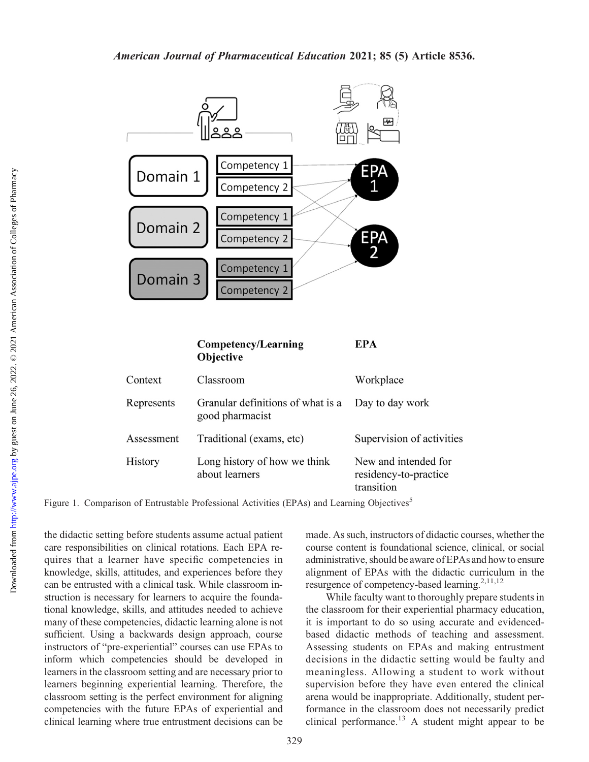| | Competency/Learning Objective | EPA |
|---|---|---|
| Context | Classroom | Workplace |
| Represents | Granular definitions of what is a good pharmacist | Day to day work |
| Assessment | Traditional (exams, etc) | Supervision of activities |
| History | Long history of how we think about learners | New and intended for residency-to-practice transition |

Figure 1. Comparison of Entrustable Professional Activities (EPAs) and Learning Objectives[5]

the didactic setting before students assume actual patient care responsibilities on clinical rotations. Each EPA requires that a learner have specific competencies in knowledge, skills, attitudes, and experiences before they can be entrusted with a clinical task. While classroom instruction is necessary for learners to acquire the foundational knowledge, skills, and attitudes needed to achieve many of these competencies, didactic learning alone is not sufficient. Using a backwards design approach, course instructors of "pre-experiential" courses can use EPAs to inform which competencies should be developed in learners in the classroom setting and are necessary prior to learners beginning experiential learning. Therefore, the classroom setting is the perfect environment for aligning competencies with the future EPAs of experiential and clinical learning where true entrustment decisions can be made. As such, instructors of didactic courses, whether the course content is foundational science, clinical, or social administrative, should be aware of EPAs and how to ensure alignment of EPAs with the didactic curriculum in the resurgence of competency-based learning.[2,11,12]

While faculty want to thoroughly prepare students in the classroom for their experiential pharmacy education, it is important to do so using accurate and evidenced-based didactic methods of teaching and assessment. Assessing students on EPAs and making entrustment decisions in the didactic setting would be faulty and meaningless. Allowing a student to work without supervision before they have even entered the clinical arena would be inappropriate. Additionally, student performance in the classroom does not necessarily predict clinical performance.[13] A student might appear to be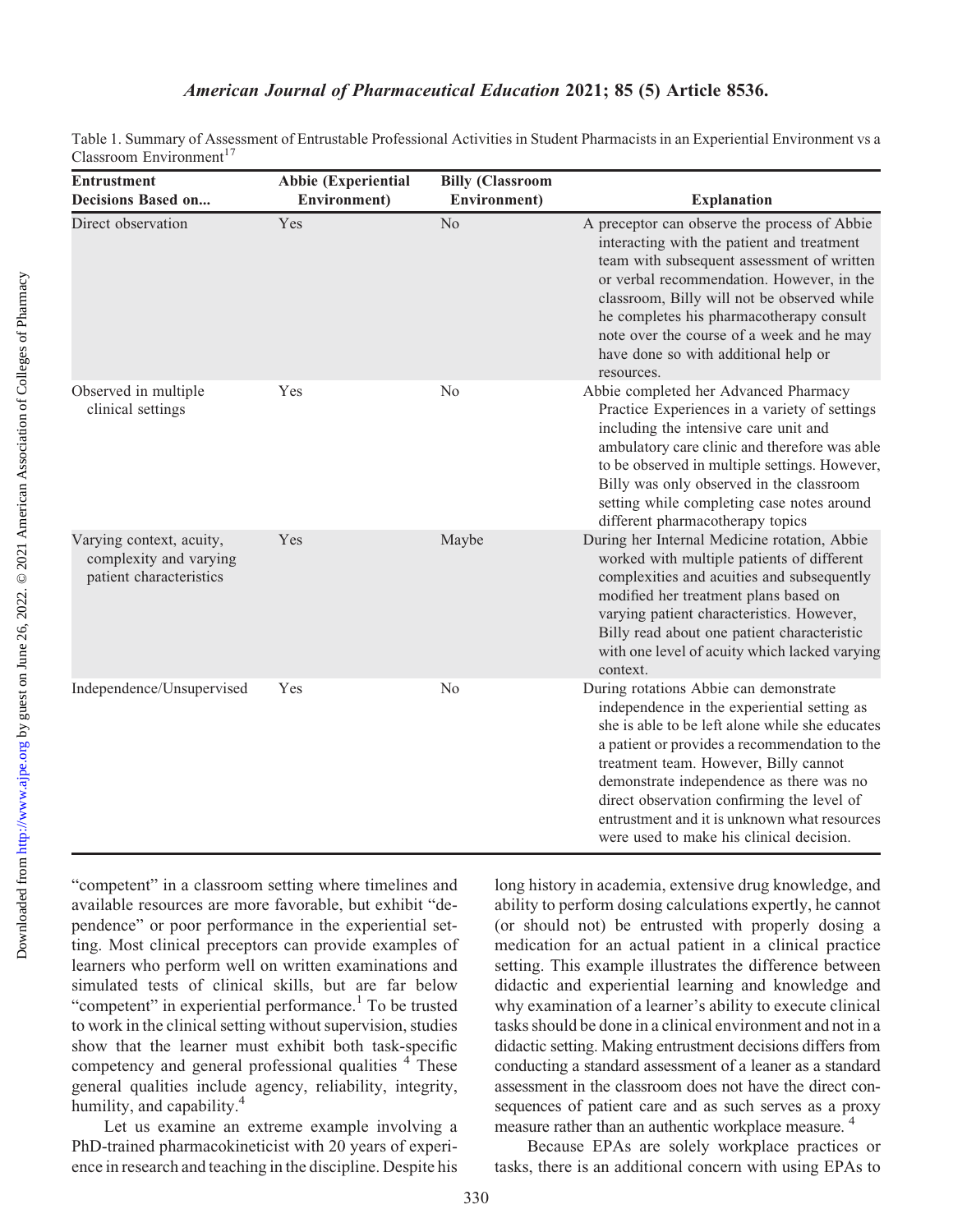Table 1. Summary of Assessment of Entrustable Professional Activities in Student Pharmacists in an Experiential Environment vs a Classroom Environment[17]

| Entrustment Decisions Based on... | Abbie (Experiential Environment) | Billy (Classroom Environment) | Explanation |
|---|---|---|---|
| Direct observation | Yes | No | A preceptor can observe the process of Abbie interacting with the patient and treatment team with subsequent assessment of written or verbal recommendation. However, in the classroom, Billy will not be observed while he completes his pharmacotherapy consult note over the course of a week and he may have done so with additional help or resources. |
| Observed in multiple clinical settings | Yes | No | Abbie completed her Advanced Pharmacy Practice Experiences in a variety of settings including the intensive care unit and ambulatory care clinic and therefore was able to be observed in multiple settings. However, Billy was only observed in the classroom setting while completing case notes around different pharmacotherapy topics |
| Varying context, acuity, complexity and varying patient characteristics | Yes | Maybe | During her Internal Medicine rotation, Abbie worked with multiple patients of different complexities and acuities and subsequently modified her treatment plans based on varying patient characteristics. However, Billy read about one patient characteristic with one level of acuity which lacked varying context. |
| Independence/Unsupervised | Yes | No | During rotations Abbie can demonstrate independence in the experiential setting as she is able to be left alone while she educates a patient or provides a recommendation to the treatment team. However, Billy cannot demonstrate independence as there was no direct observation confirming the level of entrustment and it is unknown what resources were used to make his clinical decision. |

"competent" in a classroom setting where timelines and available resources are more favorable, but exhibit "dependence" or poor performance in the experiential setting. Most clinical preceptors can provide examples of learners who perform well on written examinations and simulated tests of clinical skills, but are far below "competent" in experiential performance.[1] To be trusted to work in the clinical setting without supervision, studies show that the learner must exhibit both task-specific competency and general professional qualities [4] These general qualities include agency, reliability, integrity, humility, and capability.[4]

Let us examine an extreme example involving a PhD-trained pharmacokineticist with 20 years of experience in research and teaching in the discipline. Despite his long history in academia, extensive drug knowledge, and ability to perform dosing calculations expertly, he cannot (or should not) be entrusted with properly dosing a medication for an actual patient in a clinical practice setting. This example illustrates the difference between didactic and experiential learning and knowledge and why examination of a learner's ability to execute clinical tasks should be done in a clinical environment and not in a didactic setting. Making entrustment decisions differs from conducting a standard assessment of a leaner as a standard assessment in the classroom does not have the direct consequences of patient care and as such serves as a proxy measure rather than an authentic workplace measure. [4]

Because EPAs are solely workplace practices or tasks, there is an additional concern with using EPAs to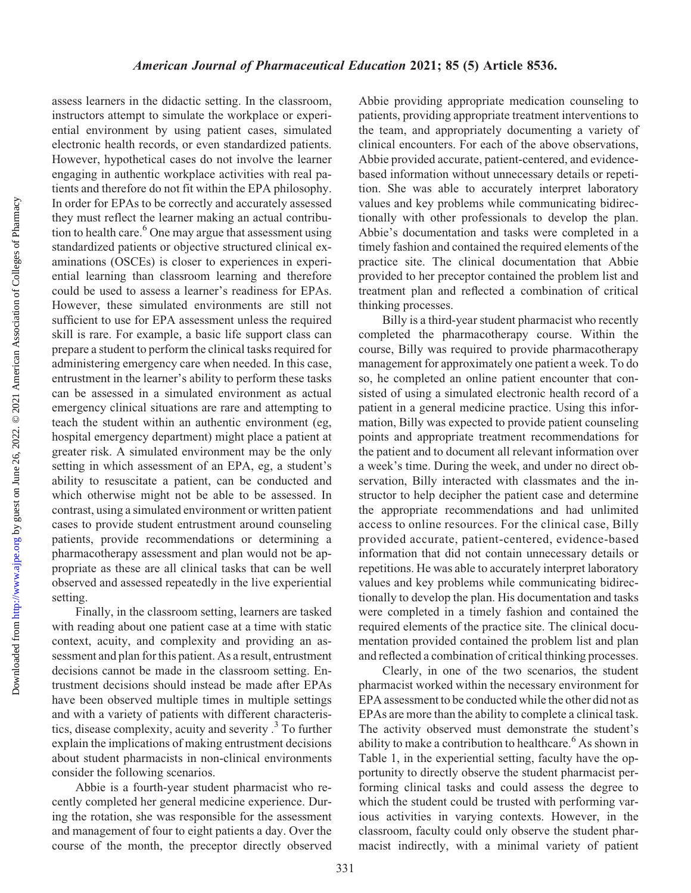assess learners in the didactic setting. In the classroom, instructors attempt to simulate the workplace or experiential environment by using patient cases, simulated electronic health records, or even standardized patients. However, hypothetical cases do not involve the learner engaging in authentic workplace activities with real patients and therefore do not fit within the EPA philosophy. In order for EPAs to be correctly and accurately assessed they must reflect the learner making an actual contribution to health care.[6] One may argue that assessment using standardized patients or objective structured clinical examinations (OSCEs) is closer to experiences in experiential learning than classroom learning and therefore could be used to assess a learner's readiness for EPAs. However, these simulated environments are still not sufficient to use for EPA assessment unless the required skill is rare. For example, a basic life support class can prepare a student to perform the clinical tasks required for administering emergency care when needed. In this case, entrustment in the learner's ability to perform these tasks can be assessed in a simulated environment as actual emergency clinical situations are rare and attempting to teach the student within an authentic environment (eg, hospital emergency department) might place a patient at greater risk. A simulated environment may be the only setting in which assessment of an EPA, eg, a student's ability to resuscitate a patient, can be conducted and which otherwise might not be able to be assessed. In contrast, using a simulated environment or written patient cases to provide student entrustment around counseling patients, provide recommendations or determining a pharmacotherapy assessment and plan would not be appropriate as these are all clinical tasks that can be well observed and assessed repeatedly in the live experiential setting.

Finally, in the classroom setting, learners are tasked with reading about one patient case at a time with static context, acuity, and complexity and providing an assessment and plan for this patient. As a result, entrustment decisions cannot be made in the classroom setting. Entrustment decisions should instead be made after EPAs have been observed multiple times in multiple settings and with a variety of patients with different characteristics, disease complexity, acuity and severity.[3] To further explain the implications of making entrustment decisions about student pharmacists in non-clinical environments consider the following scenarios.

Abbie is a fourth-year student pharmacist who recently completed her general medicine experience. During the rotation, she was responsible for the assessment and management of four to eight patients a day. Over the course of the month, the preceptor directly observed Abbie providing appropriate medication counseling to patients, providing appropriate treatment interventions to the team, and appropriately documenting a variety of clinical encounters. For each of the above observations, Abbie provided accurate, patient-centered, and evidence-based information without unnecessary details or repetition. She was able to accurately interpret laboratory values and key problems while communicating bidirectionally with other professionals to develop the plan. Abbie's documentation and tasks were completed in a timely fashion and contained the required elements of the practice site. The clinical documentation that Abbie provided to her preceptor contained the problem list and treatment plan and reflected a combination of critical thinking processes.

Billy is a third-year student pharmacist who recently completed the pharmacotherapy course. Within the course, Billy was required to provide pharmacotherapy management for approximately one patient a week. To do so, he completed an online patient encounter that consisted of using a simulated electronic health record of a patient in a general medicine practice. Using this information, Billy was expected to provide patient counseling points and appropriate treatment recommendations for the patient and to document all relevant information over a week's time. During the week, and under no direct observation, Billy interacted with classmates and the instructor to help decipher the patient case and determine the appropriate recommendations and had unlimited access to online resources. For the clinical case, Billy provided accurate, patient-centered, evidence-based information that did not contain unnecessary details or repetitions. He was able to accurately interpret laboratory values and key problems while communicating bidirectionally to develop the plan. His documentation and tasks were completed in a timely fashion and contained the required elements of the practice site. The clinical documentation provided contained the problem list and plan and reflected a combination of critical thinking processes.

Clearly, in one of the two scenarios, the student pharmacist worked within the necessary environment for EPA assessment to be conducted while the other did not as EPAs are more than the ability to complete a clinical task. The activity observed must demonstrate the student's ability to make a contribution to healthcare.[6] As shown in Table 1, in the experiential setting, faculty have the opportunity to directly observe the student pharmacist performing clinical tasks and could assess the degree to which the student could be trusted with performing various activities in varying contexts. However, in the classroom, faculty could only observe the student pharmacist indirectly, with a minimal variety of patient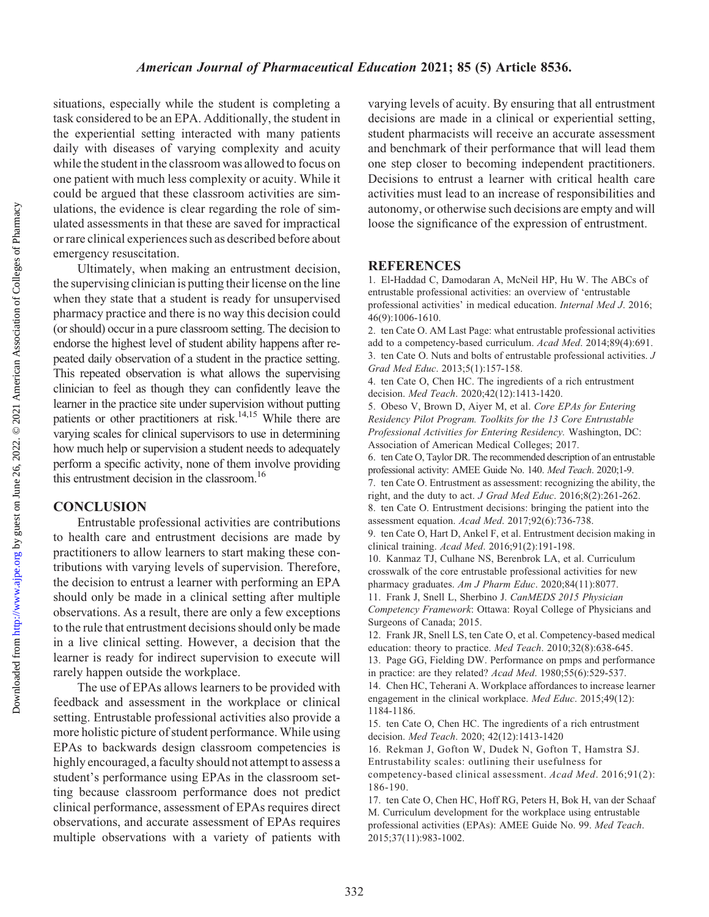situations, especially while the student is completing a task considered to be an EPA. Additionally, the student in the experiential setting interacted with many patients daily with diseases of varying complexity and acuity while the student in the classroom was allowed to focus on one patient with much less complexity or acuity. While it could be argued that these classroom activities are simulations, the evidence is clear regarding the role of simulated assessments in that these are saved for impractical or rare clinical experiences such as described before about emergency resuscitation.

Ultimately, when making an entrustment decision, the supervising clinician is putting their license on the line when they state that a student is ready for unsupervised pharmacy practice and there is no way this decision could (or should) occur in a pure classroom setting. The decision to endorse the highest level of student ability happens after repeated daily observation of a student in the practice setting. This repeated observation is what allows the supervising clinician to feel as though they can confidently leave the learner in the practice site under supervision without putting patients or other practitioners at risk.[14,15] While there are varying scales for clinical supervisors to use in determining how much help or supervision a student needs to adequately perform a specific activity, none of them involve providing this entrustment decision in the classroom.[16]

## CONCLUSION

Entrustable professional activities are contributions to health care and entrustment decisions are made by practitioners to allow learners to start making these contributions with varying levels of supervision. Therefore, the decision to entrust a learner with performing an EPA should only be made in a clinical setting after multiple observations. As a result, there are only a few exceptions to the rule that entrustment decisions should only be made in a live clinical setting. However, a decision that the learner is ready for indirect supervision to execute will rarely happen outside the workplace.

The use of EPAs allows learners to be provided with feedback and assessment in the workplace or clinical setting. Entrustable professional activities also provide a more holistic picture of student performance. While using EPAs to backwards design classroom competencies is highly encouraged, a faculty should not attempt to assess a student's performance using EPAs in the classroom setting because classroom performance does not predict clinical performance, assessment of EPAs requires direct observations, and accurate assessment of EPAs requires multiple observations with a variety of patients with varying levels of acuity. By ensuring that all entrustment decisions are made in a clinical or experiential setting, student pharmacists will receive an accurate assessment and benchmark of their performance that will lead them one step closer to becoming independent practitioners. Decisions to entrust a learner with critical health care activities must lead to an increase of responsibilities and autonomy, or otherwise such decisions are empty and will loose the significance of the expression of entrustment.

## REFERENCES

1. El-Haddad C, Damodaran A, McNeil HP, Hu W. The ABCs of entrustable professional activities: an overview of 'entrustable professional activities' in medical education. *Internal Med J*. 2016; 46(9):1006-1610.
2. ten Cate O. AM Last Page: what entrustable professional activities add to a competency-based curriculum. *Acad Med*. 2014;89(4):691.
3. ten Cate O. Nuts and bolts of entrustable professional activities. *J Grad Med Educ*. 2013;5(1):157-158.
4. ten Cate O, Chen HC. The ingredients of a rich entrustment decision. *Med Teach*. 2020;42(12):1413-1420.
5. Obeso V, Brown D, Aiyer M, et al. *Core EPAs for Entering Residency Pilot Program. Toolkits for the 13 Core Entrustable Professional Activities for Entering Residency.* Washington, DC: Association of American Medical Colleges; 2017.
6. ten Cate O, Taylor DR. The recommended description of an entrustable professional activity: AMEE Guide No. 140. *Med Teach*. 2020;1-9.
7. ten Cate O. Entrustment as assessment: recognizing the ability, the right, and the duty to act. *J Grad Med Educ*. 2016;8(2):261-262.
8. ten Cate O. Entrustment decisions: bringing the patient into the assessment equation. *Acad Med*. 2017;92(6):736-738.
9. ten Cate O, Hart D, Ankel F, et al. Entrustment decision making in clinical training. *Acad Med*. 2016;91(2):191-198.
10. Kanmaz TJ, Culhane NS, Berenbrok LA, et al. Curriculum crosswalk of the core entrustable professional activities for new pharmacy graduates. *Am J Pharm Educ*. 2020;84(11):8077.
11. Frank J, Snell L, Sherbino J. *CanMEDS 2015 Physician Competency Framework*: Ottawa: Royal College of Physicians and Surgeons of Canada; 2015.
12. Frank JR, Snell LS, ten Cate O, et al. Competency-based medical education: theory to practice. *Med Teach*. 2010;32(8):638-645.
13. Page GG, Fielding DW. Performance on pmps and performance in practice: are they related? *Acad Med*. 1980;55(6):529-537.
14. Chen HC, Teherani A. Workplace affordances to increase learner engagement in the clinical workplace. *Med Educ*. 2015;49(12): 1184-1186.
15. ten Cate O, Chen HC. The ingredients of a rich entrustment decision. *Med Teach*. 2020; 42(12):1413-1420
16. Rekman J, Gofton W, Dudek N, Gofton T, Hamstra SJ. Entrustability scales: outlining their usefulness for competency-based clinical assessment. *Acad Med*. 2016;91(2): 186-190.
17. ten Cate O, Chen HC, Hoff RG, Peters H, Bok H, van der Schaaf M. Curriculum development for the workplace using entrustable professional activities (EPAs): AMEE Guide No. 99. *Med Teach*. 2015;37(11):983-1002.